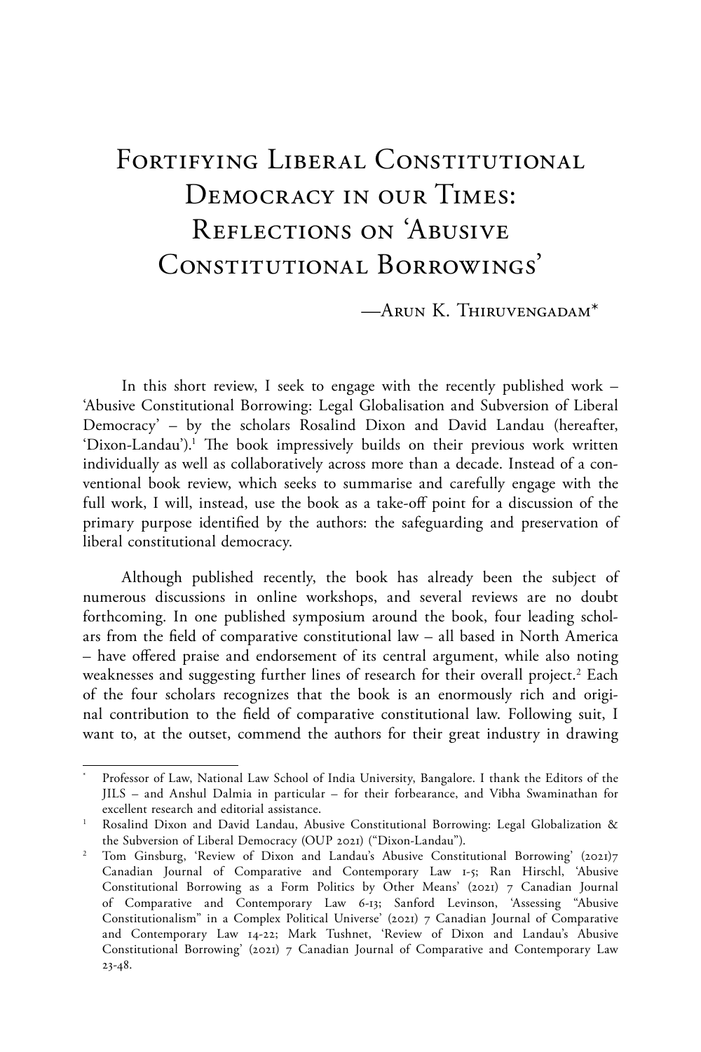# Fortifying Liberal Constitutional Democracy in our Times: Reflections on 'Abusive Constitutional Borrowings'

—Arun K. Thiruvengadam*

In this short review, I seek to engage with the recently published work – 'Abusive Constitutional Borrowing: Legal Globalisation and Subversion of Liberal Democracy' – by the scholars Rosalind Dixon and David Landau (hereafter, 'Dixon-Landau').[1] The book impressively builds on their previous work written individually as well as collaboratively across more than a decade. Instead of a conventional book review, which seeks to summarise and carefully engage with the full work, I will, instead, use the book as a take-off point for a discussion of the primary purpose identified by the authors: the safeguarding and preservation of liberal constitutional democracy.

Although published recently, the book has already been the subject of numerous discussions in online workshops, and several reviews are no doubt forthcoming. In one published symposium around the book, four leading scholars from the field of comparative constitutional law – all based in North America – have offered praise and endorsement of its central argument, while also noting weaknesses and suggesting further lines of research for their overall project.[2] Each of the four scholars recognizes that the book is an enormously rich and original contribution to the field of comparative constitutional law. Following suit, I want to, at the outset, commend the authors for their great industry in drawing

---

\* Professor of Law, National Law School of India University, Bangalore. I thank the Editors of the JILS – and Anshul Dalmia in particular – for their forbearance, and Vibha Swaminathan for excellent research and editorial assistance.

[1] Rosalind Dixon and David Landau, Abusive Constitutional Borrowing: Legal Globalization & the Subversion of Liberal Democracy (OUP 2021) ("Dixon-Landau").

[2] Tom Ginsburg, 'Review of Dixon and Landau's Abusive Constitutional Borrowing' (2021)7 Canadian Journal of Comparative and Contemporary Law 1-5; Ran Hirschl, 'Abusive Constitutional Borrowing as a Form Politics by Other Means' (2021) 7 Canadian Journal of Comparative and Contemporary Law 6-13; Sanford Levinson, 'Assessing "Abusive Constitutionalism" in a Complex Political Universe' (2021) 7 Canadian Journal of Comparative and Contemporary Law 14-22; Mark Tushnet, 'Review of Dixon and Landau's Abusive Constitutional Borrowing' (2021) 7 Canadian Journal of Comparative and Contemporary Law 23-48.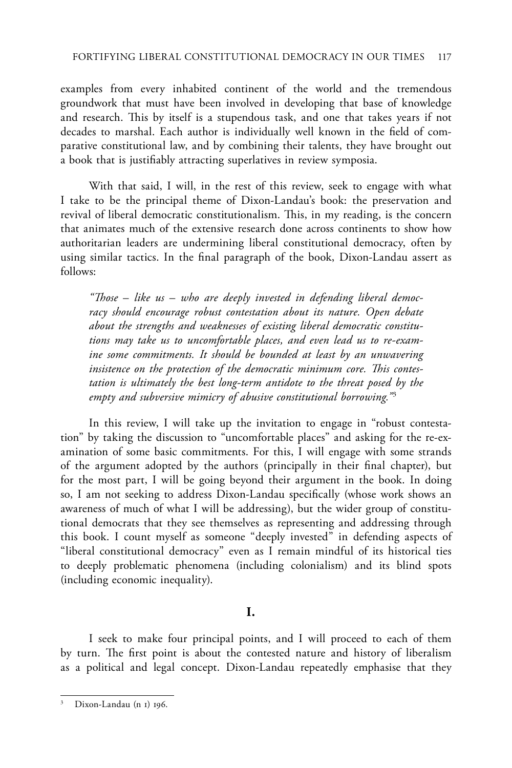examples from every inhabited continent of the world and the tremendous groundwork that must have been involved in developing that base of knowledge and research. This by itself is a stupendous task, and one that takes years if not decades to marshal. Each author is individually well known in the field of comparative constitutional law, and by combining their talents, they have brought out a book that is justifiably attracting superlatives in review symposia.

With that said, I will, in the rest of this review, seek to engage with what I take to be the principal theme of Dixon-Landau's book: the preservation and revival of liberal democratic constitutionalism. This, in my reading, is the concern that animates much of the extensive research done across continents to show how authoritarian leaders are undermining liberal constitutional democracy, often by using similar tactics. In the final paragraph of the book, Dixon-Landau assert as follows:

> *"Those – like us – who are deeply invested in defending liberal democracy should encourage robust contestation about its nature. Open debate about the strengths and weaknesses of existing liberal democratic constitutions may take us to uncomfortable places, and even lead us to re-examine some commitments. It should be bounded at least by an unwavering insistence on the protection of the democratic minimum core. This contestation is ultimately the best long-term antidote to the threat posed by the empty and subversive mimicry of abusive constitutional borrowing."*[3]

In this review, I will take up the invitation to engage in "robust contestation" by taking the discussion to "uncomfortable places" and asking for the re-examination of some basic commitments. For this, I will engage with some strands of the argument adopted by the authors (principally in their final chapter), but for the most part, I will be going beyond their argument in the book. In doing so, I am not seeking to address Dixon-Landau specifically (whose work shows an awareness of much of what I will be addressing), but the wider group of constitutional democrats that they see themselves as representing and addressing through this book. I count myself as someone "deeply invested" in defending aspects of "liberal constitutional democracy" even as I remain mindful of its historical ties to deeply problematic phenomena (including colonialism) and its blind spots (including economic inequality).

## I.

I seek to make four principal points, and I will proceed to each of them by turn. The first point is about the contested nature and history of liberalism as a political and legal concept. Dixon-Landau repeatedly emphasise that they

---

[3] Dixon-Landau (n 1) 196.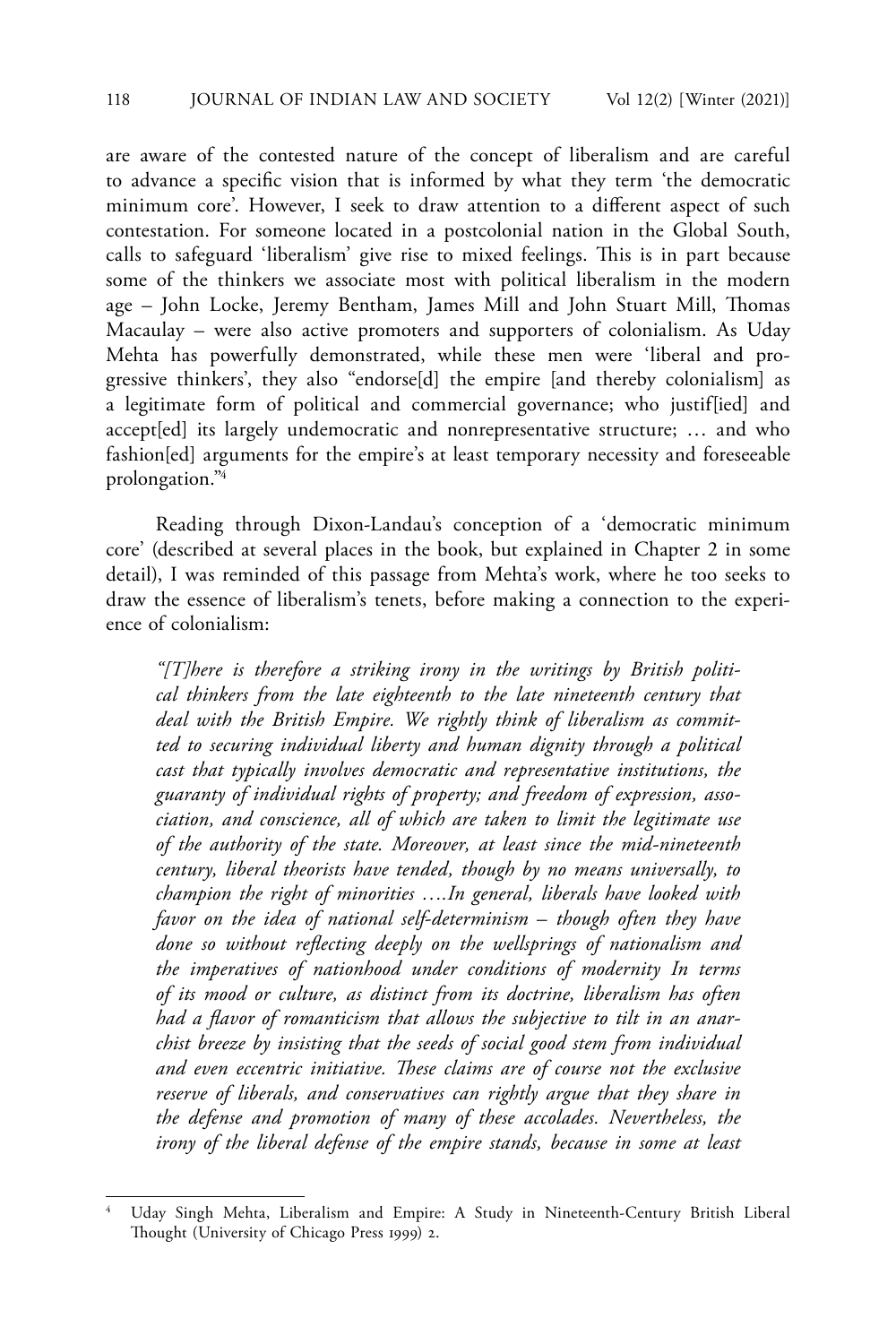are aware of the contested nature of the concept of liberalism and are careful to advance a specific vision that is informed by what they term 'the democratic minimum core'. However, I seek to draw attention to a different aspect of such contestation. For someone located in a postcolonial nation in the Global South, calls to safeguard 'liberalism' give rise to mixed feelings. This is in part because some of the thinkers we associate most with political liberalism in the modern age – John Locke, Jeremy Bentham, James Mill and John Stuart Mill, Thomas Macaulay – were also active promoters and supporters of colonialism. As Uday Mehta has powerfully demonstrated, while these men were 'liberal and progressive thinkers', they also "endorse[d] the empire [and thereby colonialism] as a legitimate form of political and commercial governance; who justif[ied] and accept[ed] its largely undemocratic and nonrepresentative structure; … and who fashion[ed] arguments for the empire's at least temporary necessity and foreseeable prolongation."[4]

Reading through Dixon-Landau's conception of a 'democratic minimum core' (described at several places in the book, but explained in Chapter 2 in some detail), I was reminded of this passage from Mehta's work, where he too seeks to draw the essence of liberalism's tenets, before making a connection to the experience of colonialism:

> *"[T]here is therefore a striking irony in the writings by British political thinkers from the late eighteenth to the late nineteenth century that deal with the British Empire. We rightly think of liberalism as committed to securing individual liberty and human dignity through a political cast that typically involves democratic and representative institutions, the guaranty of individual rights of property; and freedom of expression, association, and conscience, all of which are taken to limit the legitimate use of the authority of the state. Moreover, at least since the mid-nineteenth century, liberal theorists have tended, though by no means universally, to champion the right of minorities ….In general, liberals have looked with favor on the idea of national self-determinism – though often they have done so without reflecting deeply on the wellsprings of nationalism and the imperatives of nationhood under conditions of modernity In terms of its mood or culture, as distinct from its doctrine, liberalism has often had a flavor of romanticism that allows the subjective to tilt in an anarchist breeze by insisting that the seeds of social good stem from individual and even eccentric initiative. These claims are of course not the exclusive reserve of liberals, and conservatives can rightly argue that they share in the defense and promotion of many of these accolades. Nevertheless, the irony of the liberal defense of the empire stands, because in some at least*

[4] Uday Singh Mehta, Liberalism and Empire: A Study in Nineteenth-Century British Liberal Thought (University of Chicago Press 1999) 2.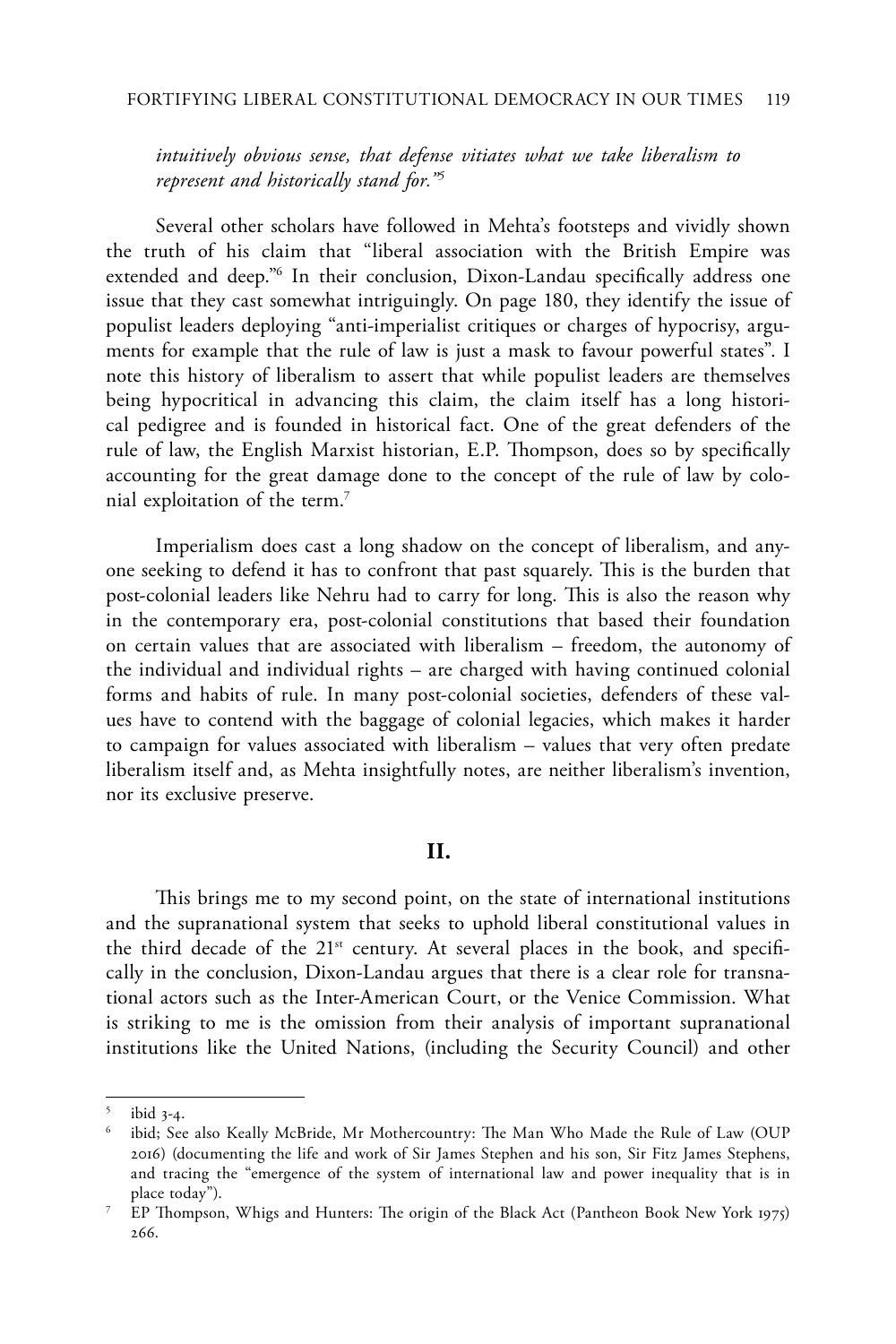*intuitively obvious sense, that defense vitiates what we take liberalism to represent and historically stand for."*[5]

Several other scholars have followed in Mehta's footsteps and vividly shown the truth of his claim that "liberal association with the British Empire was extended and deep."[6] In their conclusion, Dixon-Landau specifically address one issue that they cast somewhat intriguingly. On page 180, they identify the issue of populist leaders deploying "anti-imperialist critiques or charges of hypocrisy, arguments for example that the rule of law is just a mask to favour powerful states". I note this history of liberalism to assert that while populist leaders are themselves being hypocritical in advancing this claim, the claim itself has a long historical pedigree and is founded in historical fact. One of the great defenders of the rule of law, the English Marxist historian, E.P. Thompson, does so by specifically accounting for the great damage done to the concept of the rule of law by colonial exploitation of the term.[7]

Imperialism does cast a long shadow on the concept of liberalism, and anyone seeking to defend it has to confront that past squarely. This is the burden that post-colonial leaders like Nehru had to carry for long. This is also the reason why in the contemporary era, post-colonial constitutions that based their foundation on certain values that are associated with liberalism – freedom, the autonomy of the individual and individual rights – are charged with having continued colonial forms and habits of rule. In many post-colonial societies, defenders of these values have to contend with the baggage of colonial legacies, which makes it harder to campaign for values associated with liberalism – values that very often predate liberalism itself and, as Mehta insightfully notes, are neither liberalism's invention, nor its exclusive preserve.

## II.

This brings me to my second point, on the state of international institutions and the supranational system that seeks to uphold liberal constitutional values in the third decade of the 21st century. At several places in the book, and specifically in the conclusion, Dixon-Landau argues that there is a clear role for transnational actors such as the Inter-American Court, or the Venice Commission. What is striking to me is the omission from their analysis of important supranational institutions like the United Nations, (including the Security Council) and other

---

[5] ibid 3-4.

[6] ibid; See also Keally McBride, Mr Mothercountry: The Man Who Made the Rule of Law (OUP 2016) (documenting the life and work of Sir James Stephen and his son, Sir Fitz James Stephens, and tracing the "emergence of the system of international law and power inequality that is in place today").

[7] EP Thompson, Whigs and Hunters: The origin of the Black Act (Pantheon Book New York 1975) 266.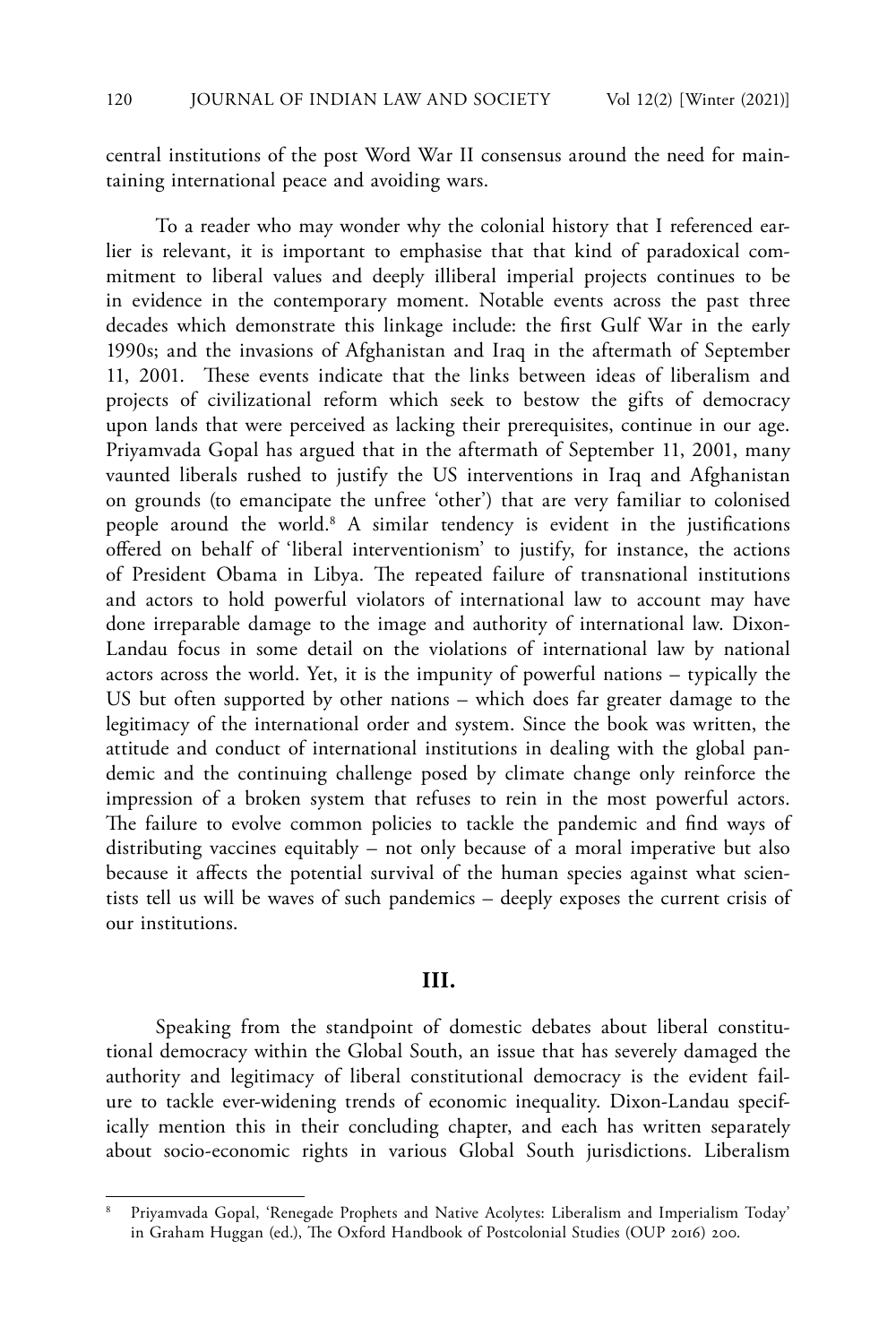central institutions of the post Word War II consensus around the need for maintaining international peace and avoiding wars.

To a reader who may wonder why the colonial history that I referenced earlier is relevant, it is important to emphasise that that kind of paradoxical commitment to liberal values and deeply illiberal imperial projects continues to be in evidence in the contemporary moment. Notable events across the past three decades which demonstrate this linkage include: the first Gulf War in the early 1990s; and the invasions of Afghanistan and Iraq in the aftermath of September 11, 2001. These events indicate that the links between ideas of liberalism and projects of civilizational reform which seek to bestow the gifts of democracy upon lands that were perceived as lacking their prerequisites, continue in our age. Priyamvada Gopal has argued that in the aftermath of September 11, 2001, many vaunted liberals rushed to justify the US interventions in Iraq and Afghanistan on grounds (to emancipate the unfree 'other') that are very familiar to colonised people around the world.[8] A similar tendency is evident in the justifications offered on behalf of 'liberal interventionism' to justify, for instance, the actions of President Obama in Libya. The repeated failure of transnational institutions and actors to hold powerful violators of international law to account may have done irreparable damage to the image and authority of international law. Dixon-Landau focus in some detail on the violations of international law by national actors across the world. Yet, it is the impunity of powerful nations – typically the US but often supported by other nations – which does far greater damage to the legitimacy of the international order and system. Since the book was written, the attitude and conduct of international institutions in dealing with the global pandemic and the continuing challenge posed by climate change only reinforce the impression of a broken system that refuses to rein in the most powerful actors. The failure to evolve common policies to tackle the pandemic and find ways of distributing vaccines equitably – not only because of a moral imperative but also because it affects the potential survival of the human species against what scientists tell us will be waves of such pandemics – deeply exposes the current crisis of our institutions.

## III.

Speaking from the standpoint of domestic debates about liberal constitutional democracy within the Global South, an issue that has severely damaged the authority and legitimacy of liberal constitutional democracy is the evident failure to tackle ever-widening trends of economic inequality. Dixon-Landau specifically mention this in their concluding chapter, and each has written separately about socio-economic rights in various Global South jurisdictions. Liberalism

---

[8] Priyamvada Gopal, 'Renegade Prophets and Native Acolytes: Liberalism and Imperialism Today' in Graham Huggan (ed.), The Oxford Handbook of Postcolonial Studies (OUP 2016) 200.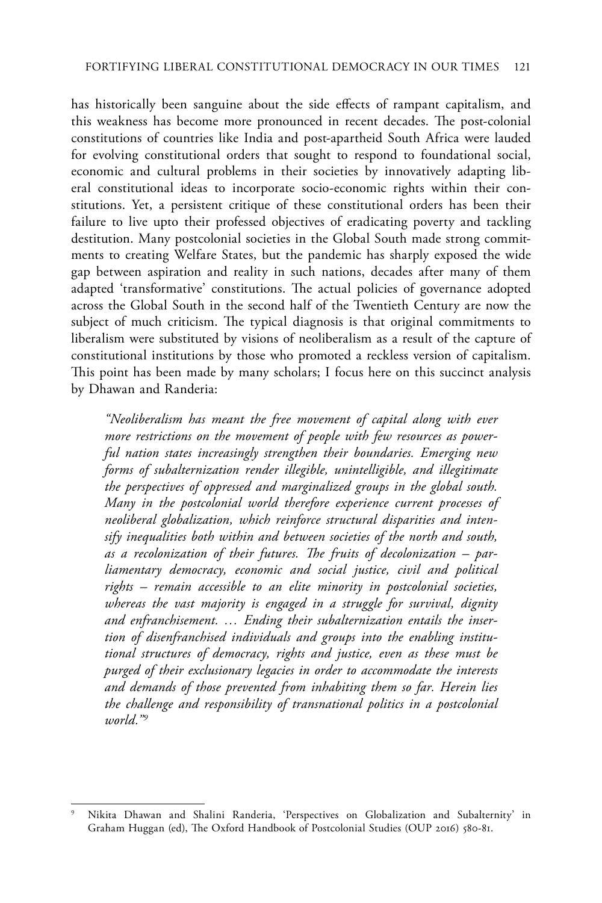has historically been sanguine about the side effects of rampant capitalism, and this weakness has become more pronounced in recent decades. The post-colonial constitutions of countries like India and post-apartheid South Africa were lauded for evolving constitutional orders that sought to respond to foundational social, economic and cultural problems in their societies by innovatively adapting liberal constitutional ideas to incorporate socio-economic rights within their constitutions. Yet, a persistent critique of these constitutional orders has been their failure to live upto their professed objectives of eradicating poverty and tackling destitution. Many postcolonial societies in the Global South made strong commitments to creating Welfare States, but the pandemic has sharply exposed the wide gap between aspiration and reality in such nations, decades after many of them adapted 'transformative' constitutions. The actual policies of governance adopted across the Global South in the second half of the Twentieth Century are now the subject of much criticism. The typical diagnosis is that original commitments to liberalism were substituted by visions of neoliberalism as a result of the capture of constitutional institutions by those who promoted a reckless version of capitalism. This point has been made by many scholars; I focus here on this succinct analysis by Dhawan and Randeria:

> *"Neoliberalism has meant the free movement of capital along with ever more restrictions on the movement of people with few resources as powerful nation states increasingly strengthen their boundaries. Emerging new forms of subalternization render illegible, unintelligible, and illegitimate the perspectives of oppressed and marginalized groups in the global south. Many in the postcolonial world therefore experience current processes of neoliberal globalization, which reinforce structural disparities and intensify inequalities both within and between societies of the north and south, as a recolonization of their futures. The fruits of decolonization – parliamentary democracy, economic and social justice, civil and political rights – remain accessible to an elite minority in postcolonial societies, whereas the vast majority is engaged in a struggle for survival, dignity and enfranchisement. … Ending their subalternization entails the insertion of disenfranchised individuals and groups into the enabling institutional structures of democracy, rights and justice, even as these must be purged of their exclusionary legacies in order to accommodate the interests and demands of those prevented from inhabiting them so far. Herein lies the challenge and responsibility of transnational politics in a postcolonial world."*[9]

---

[9] Nikita Dhawan and Shalini Randeria, 'Perspectives on Globalization and Subalternity' in Graham Huggan (ed), The Oxford Handbook of Postcolonial Studies (OUP 2016) 580-81.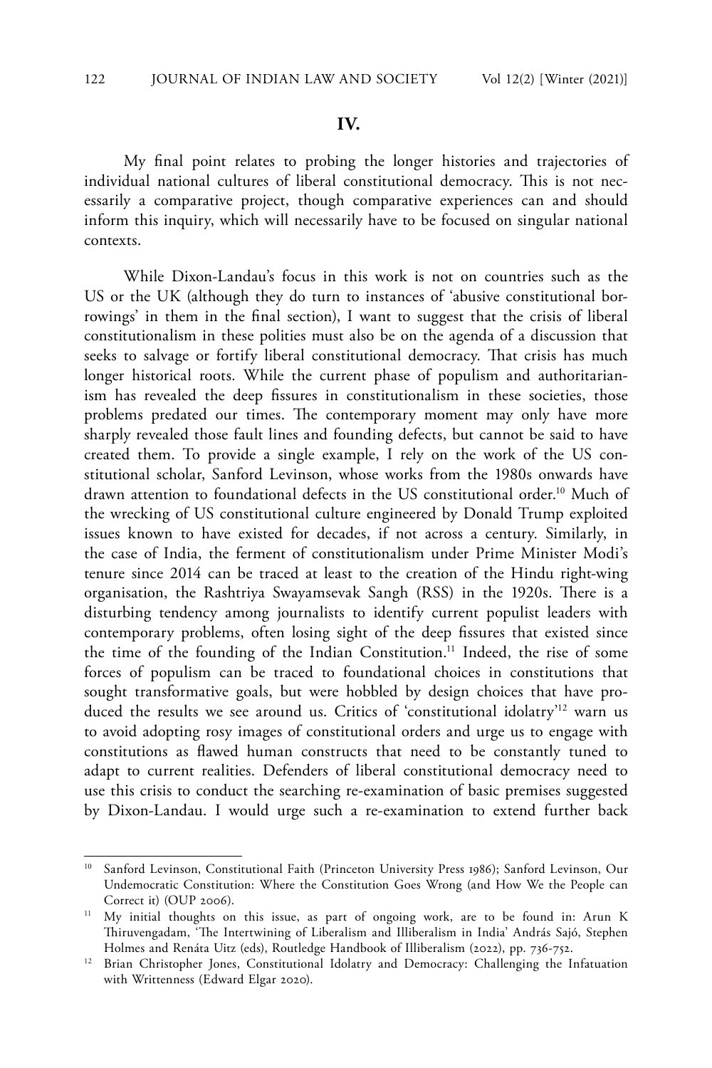## IV.

My final point relates to probing the longer histories and trajectories of individual national cultures of liberal constitutional democracy. This is not necessarily a comparative project, though comparative experiences can and should inform this inquiry, which will necessarily have to be focused on singular national contexts.

While Dixon-Landau's focus in this work is not on countries such as the US or the UK (although they do turn to instances of 'abusive constitutional borrowings' in them in the final section), I want to suggest that the crisis of liberal constitutionalism in these polities must also be on the agenda of a discussion that seeks to salvage or fortify liberal constitutional democracy. That crisis has much longer historical roots. While the current phase of populism and authoritarianism has revealed the deep fissures in constitutionalism in these societies, those problems predated our times. The contemporary moment may only have more sharply revealed those fault lines and founding defects, but cannot be said to have created them. To provide a single example, I rely on the work of the US constitutional scholar, Sanford Levinson, whose works from the 1980s onwards have drawn attention to foundational defects in the US constitutional order.[10] Much of the wrecking of US constitutional culture engineered by Donald Trump exploited issues known to have existed for decades, if not across a century. Similarly, in the case of India, the ferment of constitutionalism under Prime Minister Modi's tenure since 2014 can be traced at least to the creation of the Hindu right-wing organisation, the Rashtriya Swayamsevak Sangh (RSS) in the 1920s. There is a disturbing tendency among journalists to identify current populist leaders with contemporary problems, often losing sight of the deep fissures that existed since the time of the founding of the Indian Constitution.[11] Indeed, the rise of some forces of populism can be traced to foundational choices in constitutions that sought transformative goals, but were hobbled by design choices that have produced the results we see around us. Critics of 'constitutional idolatry'[12] warn us to avoid adopting rosy images of constitutional orders and urge us to engage with constitutions as flawed human constructs that need to be constantly tuned to adapt to current realities. Defenders of liberal constitutional democracy need to use this crisis to conduct the searching re-examination of basic premises suggested by Dixon-Landau. I would urge such a re-examination to extend further back

---

[10] Sanford Levinson, Constitutional Faith (Princeton University Press 1986); Sanford Levinson, Our Undemocratic Constitution: Where the Constitution Goes Wrong (and How We the People can Correct it) (OUP 2006).

[11] My initial thoughts on this issue, as part of ongoing work, are to be found in: Arun K Thiruvengadam, 'The Intertwining of Liberalism and Illiberalism in India' András Sajó, Stephen Holmes and Renáta Uitz (eds), Routledge Handbook of Illiberalism (2022), pp. 736-752.

[12] Brian Christopher Jones, Constitutional Idolatry and Democracy: Challenging the Infatuation with Writtenness (Edward Elgar 2020).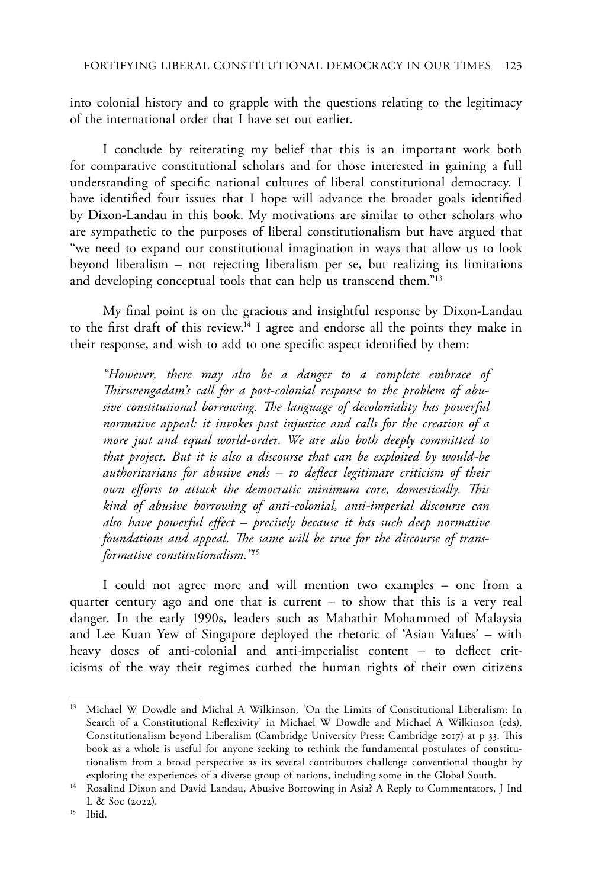into colonial history and to grapple with the questions relating to the legitimacy of the international order that I have set out earlier.

I conclude by reiterating my belief that this is an important work both for comparative constitutional scholars and for those interested in gaining a full understanding of specific national cultures of liberal constitutional democracy. I have identified four issues that I hope will advance the broader goals identified by Dixon-Landau in this book. My motivations are similar to other scholars who are sympathetic to the purposes of liberal constitutionalism but have argued that "we need to expand our constitutional imagination in ways that allow us to look beyond liberalism – not rejecting liberalism per se, but realizing its limitations and developing conceptual tools that can help us transcend them."[13]

My final point is on the gracious and insightful response by Dixon-Landau to the first draft of this review.[14] I agree and endorse all the points they make in their response, and wish to add to one specific aspect identified by them:

> *"However, there may also be a danger to a complete embrace of Thiruvengadam's call for a post-colonial response to the problem of abusive constitutional borrowing. The language of decoloniality has powerful normative appeal: it invokes past injustice and calls for the creation of a more just and equal world-order. We are also both deeply committed to that project. But it is also a discourse that can be exploited by would-be authoritarians for abusive ends – to deflect legitimate criticism of their own efforts to attack the democratic minimum core, domestically. This kind of abusive borrowing of anti-colonial, anti-imperial discourse can also have powerful effect – precisely because it has such deep normative foundations and appeal. The same will be true for the discourse of transformative constitutionalism."*[15]

I could not agree more and will mention two examples – one from a quarter century ago and one that is current – to show that this is a very real danger. In the early 1990s, leaders such as Mahathir Mohammed of Malaysia and Lee Kuan Yew of Singapore deployed the rhetoric of 'Asian Values' – with heavy doses of anti-colonial and anti-imperialist content – to deflect criticisms of the way their regimes curbed the human rights of their own citizens

---

[13] Michael W Dowdle and Michal A Wilkinson, 'On the Limits of Constitutional Liberalism: In Search of a Constitutional Reflexivity' in Michael W Dowdle and Michael A Wilkinson (eds), Constitutionalism beyond Liberalism (Cambridge University Press: Cambridge 2017) at p 33. This book as a whole is useful for anyone seeking to rethink the fundamental postulates of constitutionalism from a broad perspective as its several contributors challenge conventional thought by exploring the experiences of a diverse group of nations, including some in the Global South.

[14] Rosalind Dixon and David Landau, Abusive Borrowing in Asia? A Reply to Commentators, J Ind L & Soc (2022).

[15] Ibid.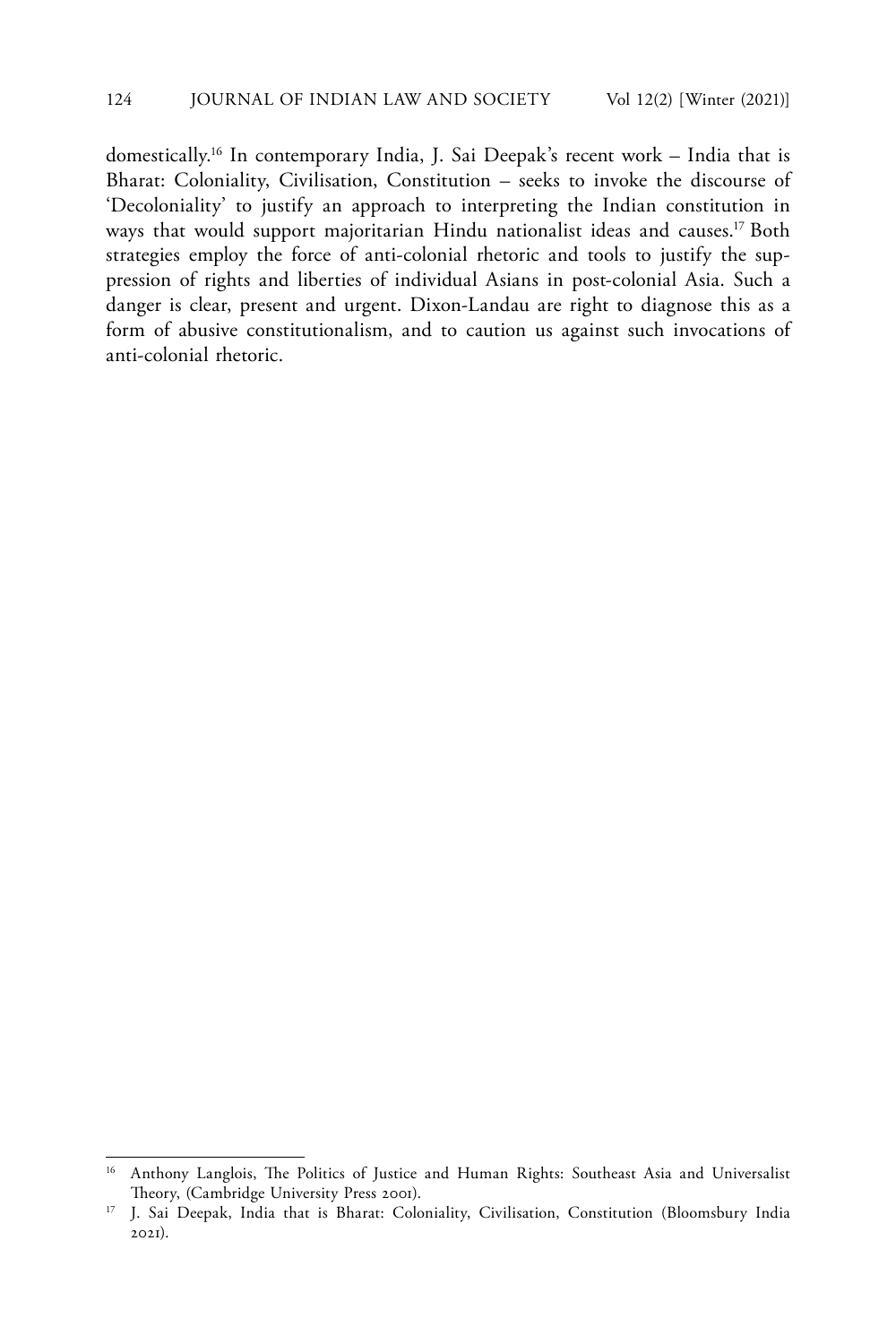domestically.[16] In contemporary India, J. Sai Deepak's recent work – India that is Bharat: Coloniality, Civilisation, Constitution – seeks to invoke the discourse of 'Decoloniality' to justify an approach to interpreting the Indian constitution in ways that would support majoritarian Hindu nationalist ideas and causes.[17] Both strategies employ the force of anti-colonial rhetoric and tools to justify the suppression of rights and liberties of individual Asians in post-colonial Asia. Such a danger is clear, present and urgent. Dixon-Landau are right to diagnose this as a form of abusive constitutionalism, and to caution us against such invocations of anti-colonial rhetoric.

---

[16] Anthony Langlois, The Politics of Justice and Human Rights: Southeast Asia and Universalist Theory, (Cambridge University Press 2001).

[17] J. Sai Deepak, India that is Bharat: Coloniality, Civilisation, Constitution (Bloomsbury India 2021).